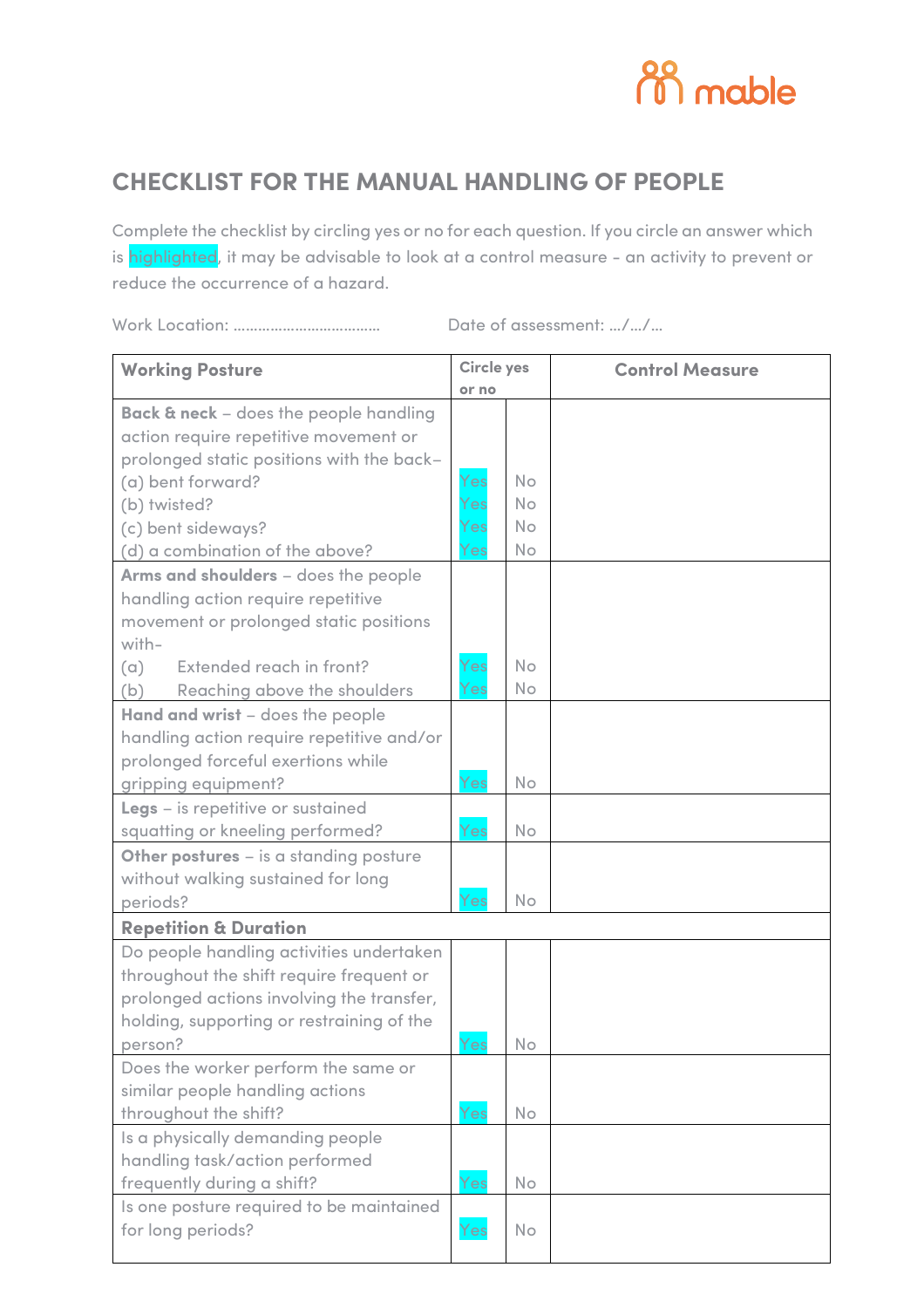# CHECKLIST FOR THE MANUAL HANDLING OF PEOPLE

Complete the checklist by circling yes or no for each question. If you circle an answer which is highlighted, it may be advisable to look at a control measure - an activity to prevent or reduce the occurrence of a hazard.

Work Location: ……………………………… Date of assessment: …/…/…

| Working Posture | Circle yes or no | | Control Measure |
|---|---|---|---|
| **Back & neck** – does the people handling action require repetitive movement or prolonged static positions with the back– | | | |
| (a) bent forward? | Yes | No | |
| (b) twisted? | Yes | No | |
| (c) bent sideways? | Yes | No | |
| (d) a combination of the above? | Yes | No | |
| **Arms and shoulders** – does the people handling action require repetitive movement or prolonged static positions with– | | | |
| (a) Extended reach in front? | Yes | No | |
| (b) Reaching above the shoulders | Yes | No | |
| **Hand and wrist** – does the people handling action require repetitive and/or prolonged forceful exertions while gripping equipment? | Yes | No | |
| **Legs** – is repetitive or sustained squatting or kneeling performed? | Yes | No | |
| **Other postures** – is a standing posture without walking sustained for long periods? | Yes | No | |
| **Repetition & Duration** | | | |
| Do people handling activities undertaken throughout the shift require frequent or prolonged actions involving the transfer, holding, supporting or restraining of the person? | Yes | No | |
| Does the worker perform the same or similar people handling actions throughout the shift? | Yes | No | |
| Is a physically demanding people handling task/action performed frequently during a shift? | Yes | No | |
| Is one posture required to be maintained for long periods? | Yes | No | |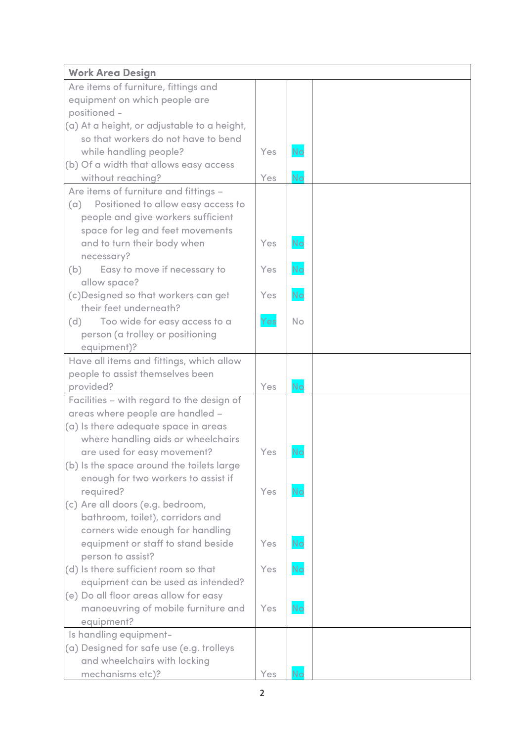| Work Area Design | | | |
| --- | --- | --- | --- |
| Are items of furniture, fittings and equipment on which people are positioned –<br>(a) At a height, or adjustable to a height, so that workers do not have to bend while handling people?<br>(b) Of a width that allows easy access without reaching? | Yes<br><br>Yes | No<br><br>No | |
| Are items of furniture and fittings –<br>(a) Positioned to allow easy access to people and give workers sufficient space for leg and feet movements and to turn their body when necessary?<br>(b) Easy to move if necessary to allow space?<br>(c) Designed so that workers can get their feet underneath?<br>(d) Too wide for easy access to a person (a trolley or positioning equipment)? | Yes<br><br>Yes<br><br>Yes<br><br>Yes | No<br><br>No<br><br>No<br><br>No | |
| Have all items and fittings, which allow people to assist themselves been provided? | Yes | No | |
| Facilities – with regard to the design of areas where people are handled –<br>(a) Is there adequate space in areas where handling aids or wheelchairs are used for easy movement?<br>(b) Is the space around the toilets large enough for two workers to assist if required?<br>(c) Are all doors (e.g. bedroom, bathroom, toilet), corridors and corners wide enough for handling equipment or staff to stand beside person to assist?<br>(d) Is there sufficient room so that equipment can be used as intended?<br>(e) Do all floor areas allow for easy manoeuvring of mobile furniture and equipment? | Yes<br><br>Yes<br><br>Yes<br><br>Yes<br><br>Yes | No<br><br>No<br><br>No<br><br>No<br><br>No | |
| Is handling equipment-<br>(a) Designed for safe use (e.g. trolleys and wheelchairs with locking mechanisms etc)? | Yes | No | |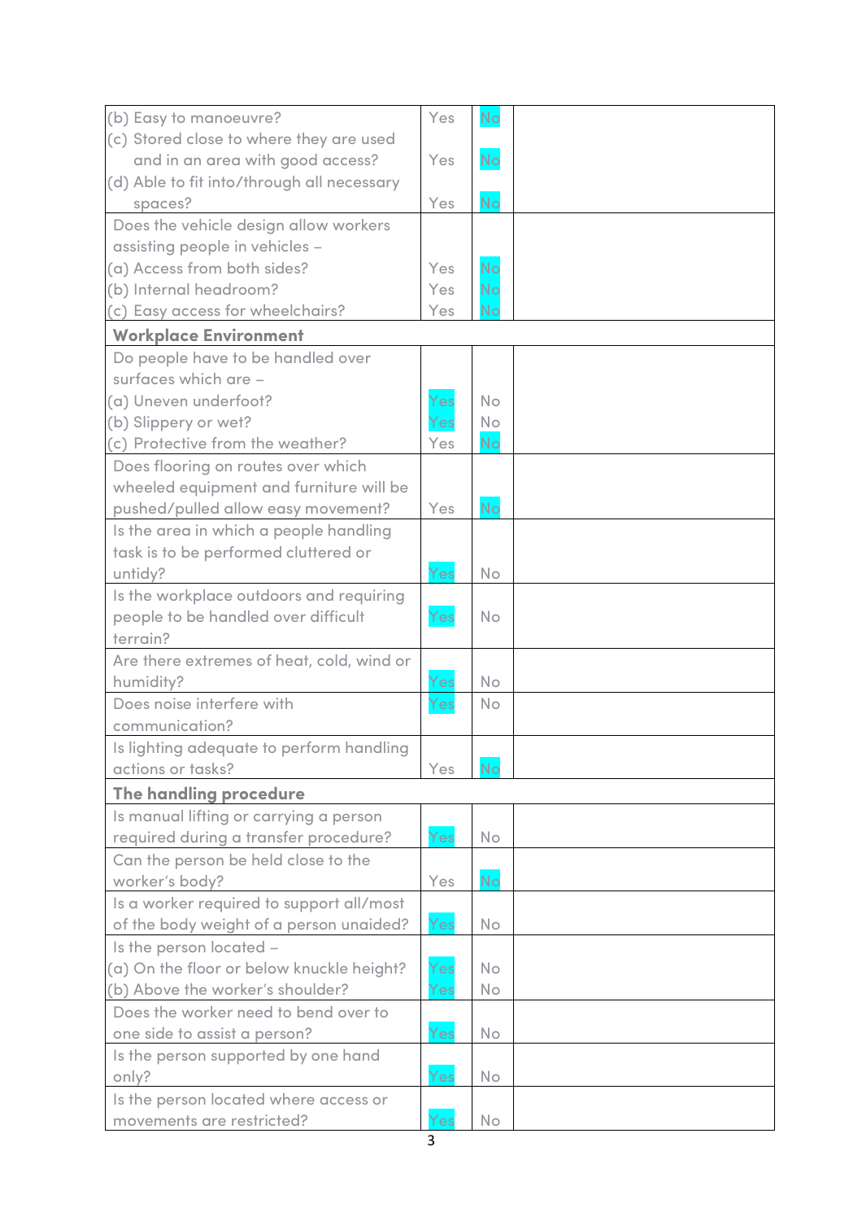| | | | |
|---|---|---|---|
| (b) Easy to manoeuvre?<br>(c) Stored close to where they are used and in an area with good access?<br>(d) Able to fit into/through all necessary spaces? | Yes<br>Yes<br>Yes | No<br>No<br>No | |
| Does the vehicle design allow workers assisting people in vehicles –<br>(a) Access from both sides?<br>(b) Internal headroom?<br>(c) Easy access for wheelchairs? | Yes<br>Yes<br>Yes | No<br>No<br>No | |
| **Workplace Environment** | | | |
| Do people have to be handled over surfaces which are –<br>(a) Uneven underfoot?<br>(b) Slippery or wet?<br>(c) Protective from the weather? | Yes<br>Yes<br>Yes | No<br>No<br>No | |
| Does flooring on routes over which wheeled equipment and furniture will be pushed/pulled allow easy movement? | Yes | No | |
| Is the area in which a people handling task is to be performed cluttered or untidy? | Yes | No | |
| Is the workplace outdoors and requiring people to be handled over difficult terrain? | Yes | No | |
| Are there extremes of heat, cold, wind or humidity? | Yes | No | |
| Does noise interfere with communication? | Yes | No | |
| Is lighting adequate to perform handling actions or tasks? | Yes | No | |
| **The handling procedure** | | | |
| Is manual lifting or carrying a person required during a transfer procedure? | Yes | No | |
| Can the person be held close to the worker's body? | Yes | No | |
| Is a worker required to support all/most of the body weight of a person unaided? | Yes | No | |
| Is the person located –<br>(a) On the floor or below knuckle height?<br>(b) Above the worker's shoulder? | Yes<br>Yes | No<br>No | |
| Does the worker need to bend over to one side to assist a person? | Yes | No | |
| Is the person supported by one hand only? | Yes | No | |
| Is the person located where access or movements are restricted? | Yes | No | |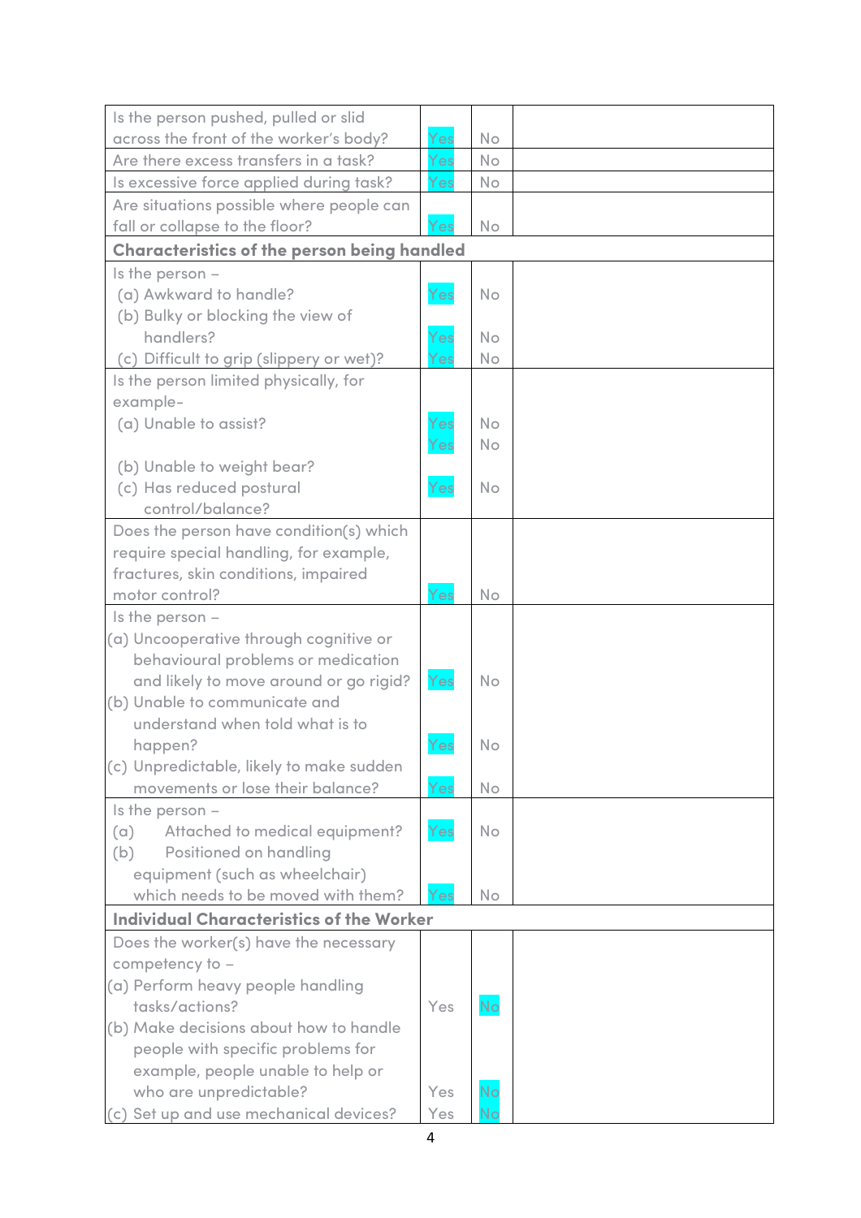| | | | |
|---|---|---|---|
| Is the person pushed, pulled or slid across the front of the worker's body? | Yes | No | |
| Are there excess transfers in a task? | Yes | No | |
| Is excessive force applied during task? | Yes | No | |
| Are situations possible where people can fall or collapse to the floor? | Yes | No | |
| **Characteristics of the person being handled** | | | |
| Is the person –<br>(a) Awkward to handle?<br>(b) Bulky or blocking the view of handlers?<br>(c) Difficult to grip (slippery or wet)? | Yes<br>Yes<br>Yes | No<br>No<br>No | |
| Is the person limited physically, for example-<br>(a) Unable to assist?<br>(b) Unable to weight bear?<br>(c) Has reduced postural control/balance? | Yes<br>Yes<br>Yes | No<br>No<br>No | |
| Does the person have condition(s) which require special handling, for example, fractures, skin conditions, impaired motor control? | Yes | No | |
| Is the person –<br>(a) Uncooperative through cognitive or behavioural problems or medication and likely to move around or go rigid?<br>(b) Unable to communicate and understand when told what is to happen?<br>(c) Unpredictable, likely to make sudden movements or lose their balance? | Yes<br>Yes<br>Yes | No<br>No<br>No | |
| Is the person –<br>(a) Attached to medical equipment?<br>(b) Positioned on handling equipment (such as wheelchair) which needs to be moved with them? | Yes<br>Yes | No<br>No | |
| **Individual Characteristics of the Worker** | | | |
| Does the worker(s) have the necessary competency to –<br>(a) Perform heavy people handling tasks/actions?<br>(b) Make decisions about how to handle people with specific problems for example, people unable to help or who are unpredictable?<br>(c) Set up and use mechanical devices? | Yes<br>Yes<br>Yes | No<br>No<br>No | |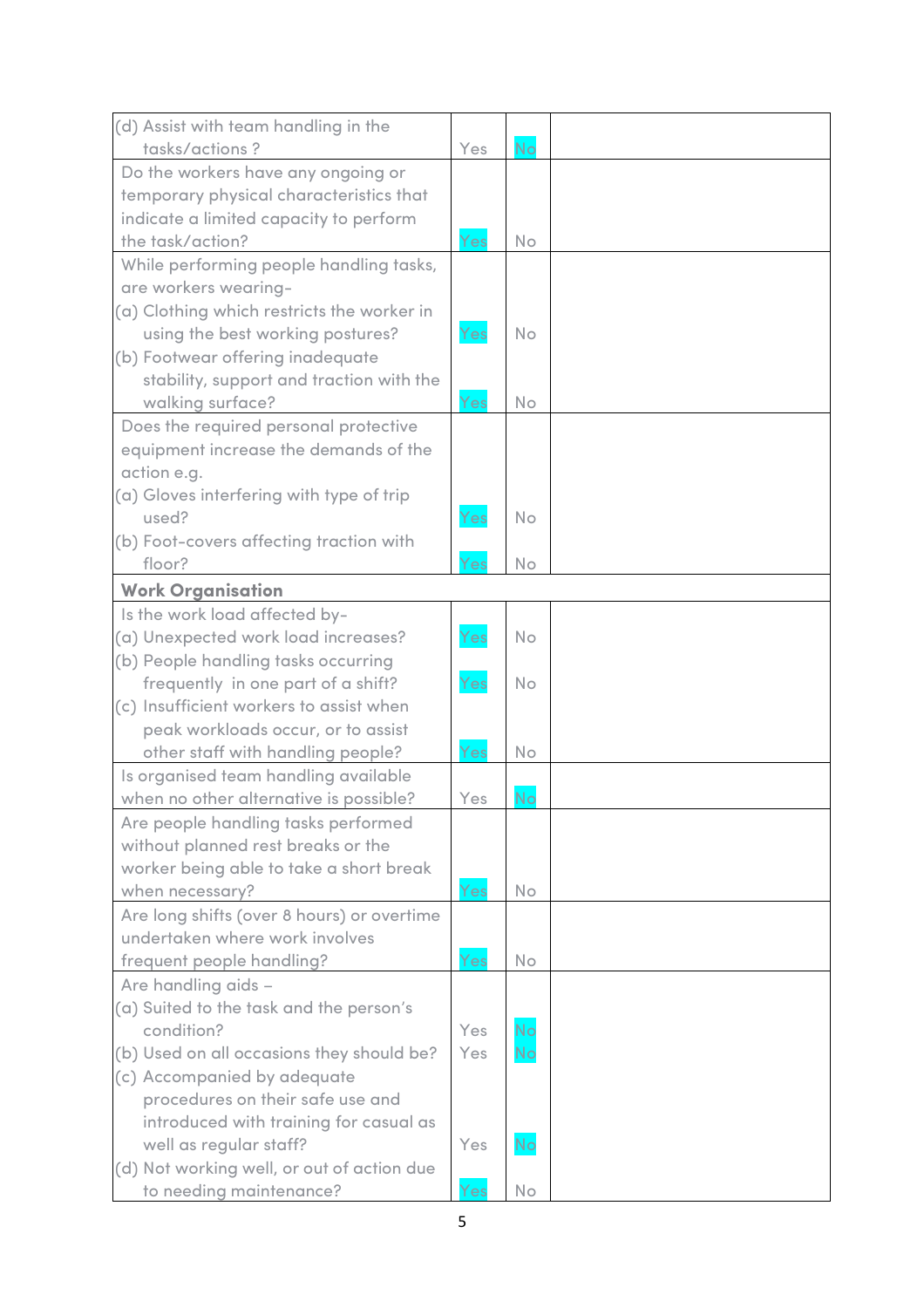| | | | |
|---|---|---|---|
| (d) Assist with team handling in the tasks/actions ? | Yes | No | |
| Do the workers have any ongoing or temporary physical characteristics that indicate a limited capacity to perform the task/action? | Yes | No | |
| While performing people handling tasks, are workers wearing-<br>(a) Clothing which restricts the worker in using the best working postures?<br>(b) Footwear offering inadequate stability, support and traction with the walking surface? | Yes<br><br>Yes | No<br><br>No | |
| Does the required personal protective equipment increase the demands of the action e.g.<br>(a) Gloves interfering with type of trip used?<br>(b) Foot-covers affecting traction with floor? | Yes<br><br>Yes | No<br><br>No | |
| **Work Organisation** | | | |
| Is the work load affected by-<br>(a) Unexpected work load increases?<br>(b) People handling tasks occurring frequently in one part of a shift?<br>(c) Insufficient workers to assist when peak workloads occur, or to assist other staff with handling people? | Yes<br>Yes<br><br>Yes | No<br>No<br><br>No | |
| Is organised team handling available when no other alternative is possible? | Yes | No | |
| Are people handling tasks performed without planned rest breaks or the worker being able to take a short break when necessary? | Yes | No | |
| Are long shifts (over 8 hours) or overtime undertaken where work involves frequent people handling? | Yes | No | |
| Are handling aids –<br>(a) Suited to the task and the person's condition?<br>(b) Used on all occasions they should be?<br>(c) Accompanied by adequate procedures on their safe use and introduced with training for casual as well as regular staff?<br>(d) Not working well, or out of action due to needing maintenance? | Yes<br>Yes<br><br>Yes<br><br>Yes | No<br>No<br><br>No<br><br>No | |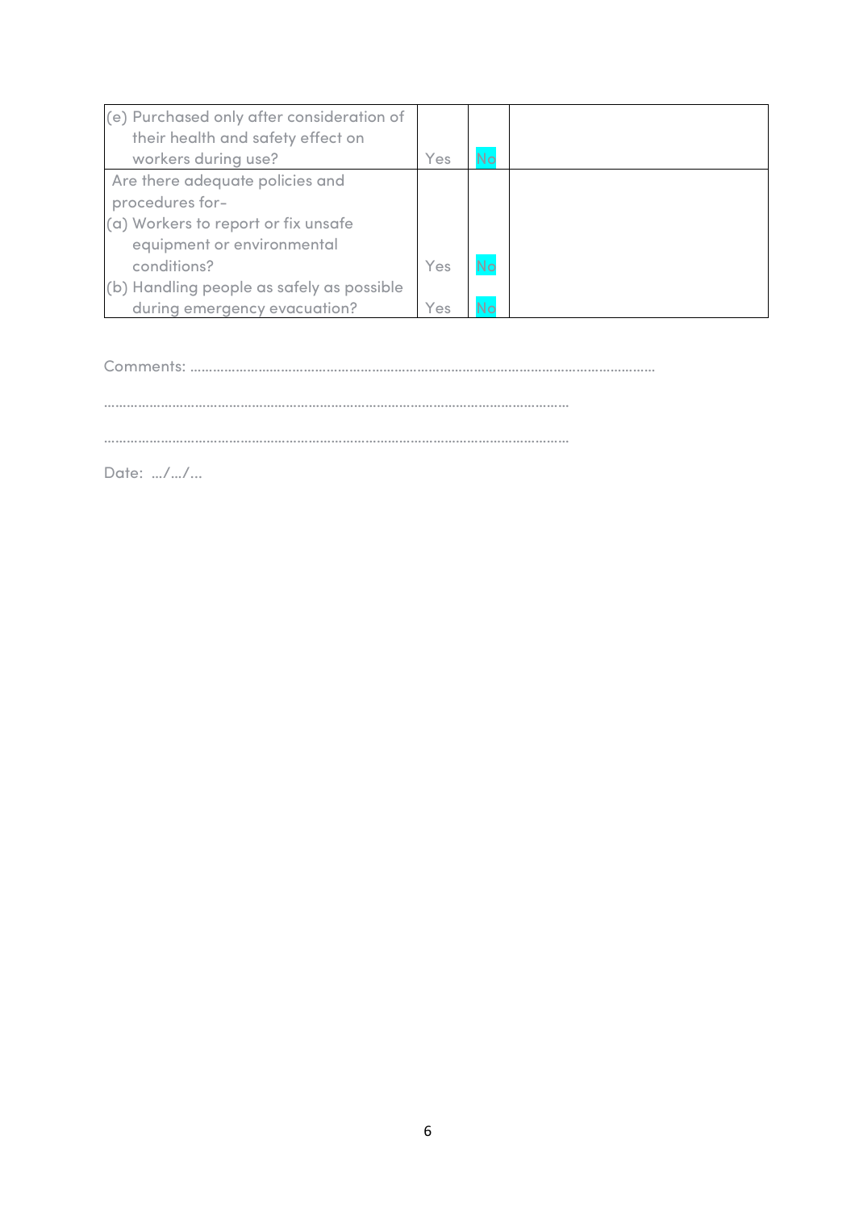| | | | |
|---|---|---|---|
| (e) Purchased only after consideration of their health and safety effect on workers during use? | Yes | No | |
| Are there adequate policies and procedures for–<br>(a) Workers to report or fix unsafe equipment or environmental conditions?<br>(b) Handling people as safely as possible during emergency evacuation? | Yes<br><br>Yes | No<br><br>No | |

Comments: ……………………………………………………………………………………………………………

……………………………………………………………………………………………………………

……………………………………………………………………………………………………………

Date: …/…/…